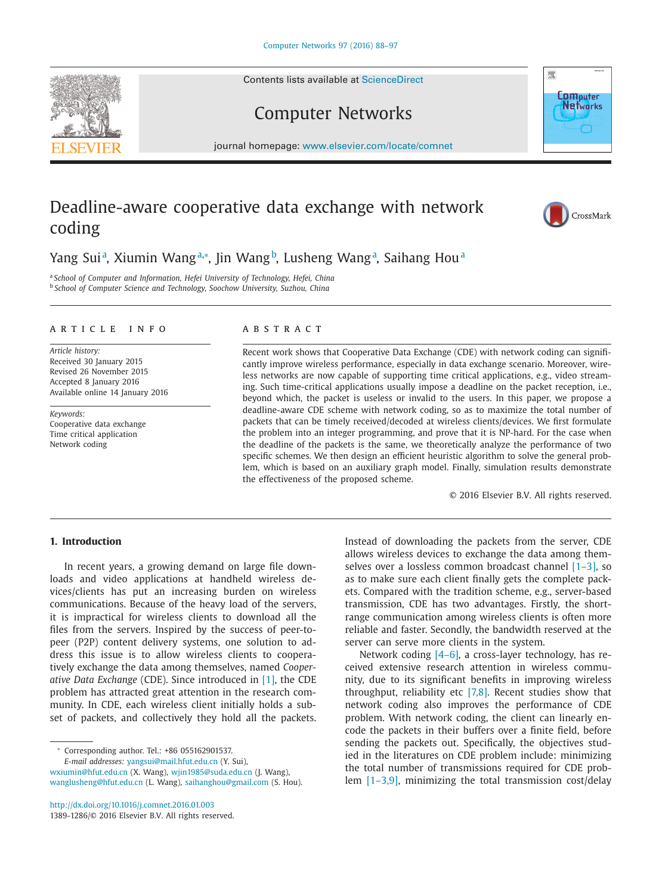# Deadline-aware cooperative data exchange with network coding

Yang Sui[a], Xiumin Wang[a,*], Jin Wang[b], Lusheng Wang[a], Saihang Hou[a]

[a] School of Computer and Information, Hefei University of Technology, Hefei, China
[b] School of Computer Science and Technology, Soochow University, Suzhou, China

## ARTICLE INFO

*Article history:*
Received 30 January 2015
Revised 26 November 2015
Accepted 8 January 2016
Available online 14 January 2016

*Keywords:*
Cooperative data exchange
Time critical application
Network coding

## ABSTRACT

Recent work shows that Cooperative Data Exchange (CDE) with network coding can significantly improve wireless performance, especially in data exchange scenario. Moreover, wireless networks are now capable of supporting time critical applications, e.g., video streaming. Such time-critical applications usually impose a deadline on the packet reception, i.e., beyond which, the packet is useless or invalid to the users. In this paper, we propose a deadline-aware CDE scheme with network coding, so as to maximize the total number of packets that can be timely received/decoded at wireless clients/devices. We first formulate the problem into an integer programming, and prove that it is NP-hard. For the case when the deadline of the packets is the same, we theoretically analyze the performance of two specific schemes. We then design an efficient heuristic algorithm to solve the general problem, which is based on an auxiliary graph model. Finally, simulation results demonstrate the effectiveness of the proposed scheme.

© 2016 Elsevier B.V. All rights reserved.

## 1. Introduction

In recent years, a growing demand on large file downloads and video applications at handheld wireless devices/clients has put an increasing burden on wireless communications. Because of the heavy load of the servers, it is impractical for wireless clients to download all the files from the servers. Inspired by the success of peer-to-peer (P2P) content delivery systems, one solution to address this issue is to allow wireless clients to cooperatively exchange the data among themselves, named *Cooperative Data Exchange* (CDE). Since introduced in [1], the CDE problem has attracted great attention in the research community. In CDE, each wireless client initially holds a subset of packets, and collectively they hold all the packets. Instead of downloading the packets from the server, CDE allows wireless devices to exchange the data among themselves over a lossless common broadcast channel [1–3], so as to make sure each client finally gets the complete packets. Compared with the tradition scheme, e.g., server-based transmission, CDE has two advantages. Firstly, the short-range communication among wireless clients is often more reliable and faster. Secondly, the bandwidth reserved at the server can serve more clients in the system.

Network coding [4–6], a cross-layer technology, has received extensive research attention in wireless community, due to its significant benefits in improving wireless throughput, reliability etc [7,8]. Recent studies show that network coding also improves the performance of CDE problem. With network coding, the client can linearly encode the packets in their buffers over a finite field, before sending the packets out. Specifically, the objectives studied in the literatures on CDE problem include: minimizing the total number of transmissions required for CDE problem [1–3,9], minimizing the total transmission cost/delay

* Corresponding author. Tel.: +86 055162901537.
*E-mail addresses:* yangsui@mail.hfut.edu.cn (Y. Sui), wxiumin@hfut.edu.cn (X. Wang), wjin1985@suda.edu.cn (J. Wang), wanglusheng@hfut.edu.cn (L. Wang), saihanghou@gmail.com (S. Hou).

http://dx.doi.org/10.1016/j.comnet.2016.01.003
1389-1286/© 2016 Elsevier B.V. All rights reserved.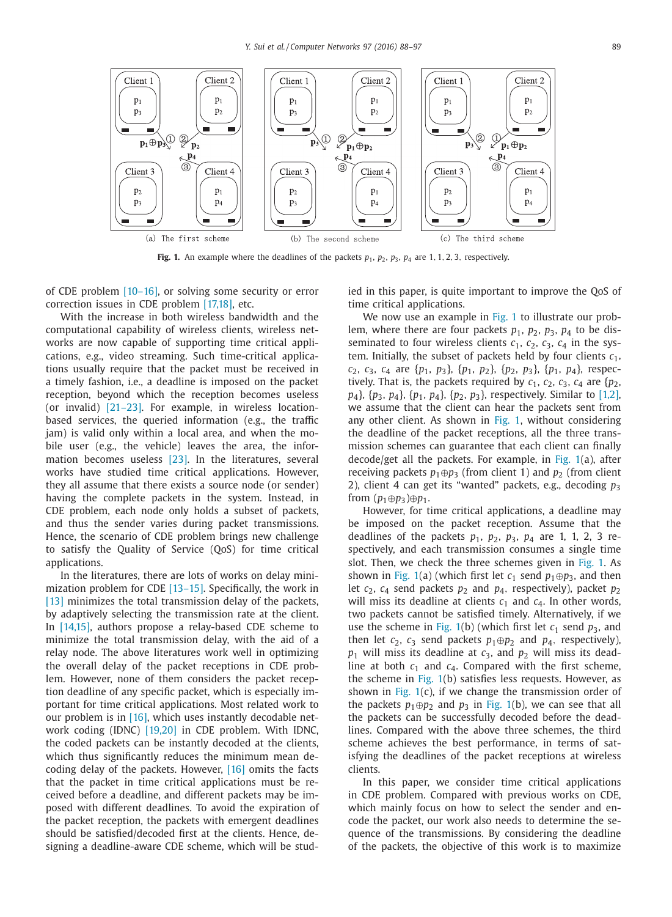Fig. 1. An example where the deadlines of the packets $p_1$, $p_2$, $p_3$, $p_4$ are 1, 1, 2, 3, respectively.

of CDE problem [10–16], or solving some security or error correction issues in CDE problem [17,18], etc.

With the increase in both wireless bandwidth and the computational capability of wireless clients, wireless networks are now capable of supporting time critical applications, e.g., video streaming. Such time-critical applications usually require that the packet must be received in a timely fashion, i.e., a deadline is imposed on the packet reception, beyond which the reception becomes useless (or invalid) [21–23]. For example, in wireless location-based services, the queried information (e.g., the traffic jam) is valid only within a local area, and when the mobile user (e.g., the vehicle) leaves the area, the information becomes useless [23]. In the literatures, several works have studied time critical applications. However, they all assume that there exists a source node (or sender) having the complete packets in the system. Instead, in CDE problem, each node only holds a subset of packets, and thus the sender varies during packet transmissions. Hence, the scenario of CDE problem brings new challenge to satisfy the Quality of Service (QoS) for time critical applications.

In the literatures, there are lots of works on delay minimization problem for CDE [13–15]. Specifically, the work in [13] minimizes the total transmission delay of the packets, by adaptively selecting the transmission rate at the client. In [14,15], authors propose a relay-based CDE scheme to minimize the total transmission delay, with the aid of a relay node. The above literatures work well in optimizing the overall delay of the packet receptions in CDE problem. However, none of them considers the packet reception deadline of any specific packet, which is especially important for time critical applications. Most related work to our problem is in [16], which uses instantly decodable network coding (IDNC) [19,20] in CDE problem. With IDNC, the coded packets can be instantly decoded at the clients, which thus significantly reduces the minimum mean decoding delay of the packets. However, [16] omits the facts that the packet in time critical applications must be received before a deadline, and different packets may be imposed with different deadlines. To avoid the expiration of the packet reception, the packets with emergent deadlines should be satisfied/decoded first at the clients. Hence, designing a deadline-aware CDE scheme, which will be studied in this paper, is quite important to improve the QoS of time critical applications.

We now use an example in Fig. 1 to illustrate our problem, where there are four packets $p_1$, $p_2$, $p_3$, $p_4$ to be disseminated to four wireless clients $c_1$, $c_2$, $c_3$, $c_4$ in the system. Initially, the subset of packets held by four clients $c_1$, $c_2$, $c_3$, $c_4$ are $\{p_1, p_3\}$, $\{p_1, p_2\}$, $\{p_2, p_3\}$, $\{p_1, p_4\}$, respectively. That is, the packets required by $c_1$, $c_2$, $c_3$, $c_4$ are $\{p_2, p_4\}$, $\{p_3, p_4\}$, $\{p_1, p_4\}$, $\{p_2, p_3\}$, respectively. Similar to [1,2], we assume that the client can hear the packets sent from any other client. As shown in Fig. 1, without considering the deadline of the packet receptions, all the three transmission schemes can guarantee that each client can finally decode/get all the packets. For example, in Fig. 1(a), after receiving packets $p_1 \oplus p_3$ (from client 1) and $p_2$ (from client 2), client 4 can get its "wanted" packets, e.g., decoding $p_3$ from $(p_1 \oplus p_3) \oplus p_1$.

However, for time critical applications, a deadline may be imposed on the packet reception. Assume that the deadlines of the packets $p_1$, $p_2$, $p_3$, $p_4$ are 1, 1, 2, 3 respectively, and each transmission consumes a single time slot. Then, we check the three schemes given in Fig. 1. As shown in Fig. 1(a) (which first let $c_1$ send $p_1 \oplus p_3$, and then let $c_2$, $c_4$ send packets $p_2$ and $p_4$, respectively), packet $p_2$ will miss its deadline at clients $c_1$ and $c_4$. In other words, two packets cannot be satisfied timely. Alternatively, if we use the scheme in Fig. 1(b) (which first let $c_1$ send $p_3$, and then let $c_2$, $c_3$ send packets $p_1 \oplus p_2$ and $p_4$, respectively), $p_1$ will miss its deadline at $c_3$, and $p_2$ will miss its deadline at both $c_1$ and $c_4$. Compared with the first scheme, the scheme in Fig. 1(b) satisfies less requests. However, as shown in Fig. 1(c), if we change the transmission order of the packets $p_1 \oplus p_2$ and $p_3$ in Fig. 1(b), we can see that all the packets can be successfully decoded before the deadlines. Compared with the above three schemes, the third scheme achieves the best performance, in terms of satisfying the deadlines of the packet receptions at wireless clients.

In this paper, we consider time critical applications in CDE problem. Compared with previous works on CDE, which mainly focus on how to select the sender and encode the packet, our work also needs to determine the sequence of the transmissions. By considering the deadline of the packets, the objective of this work is to maximize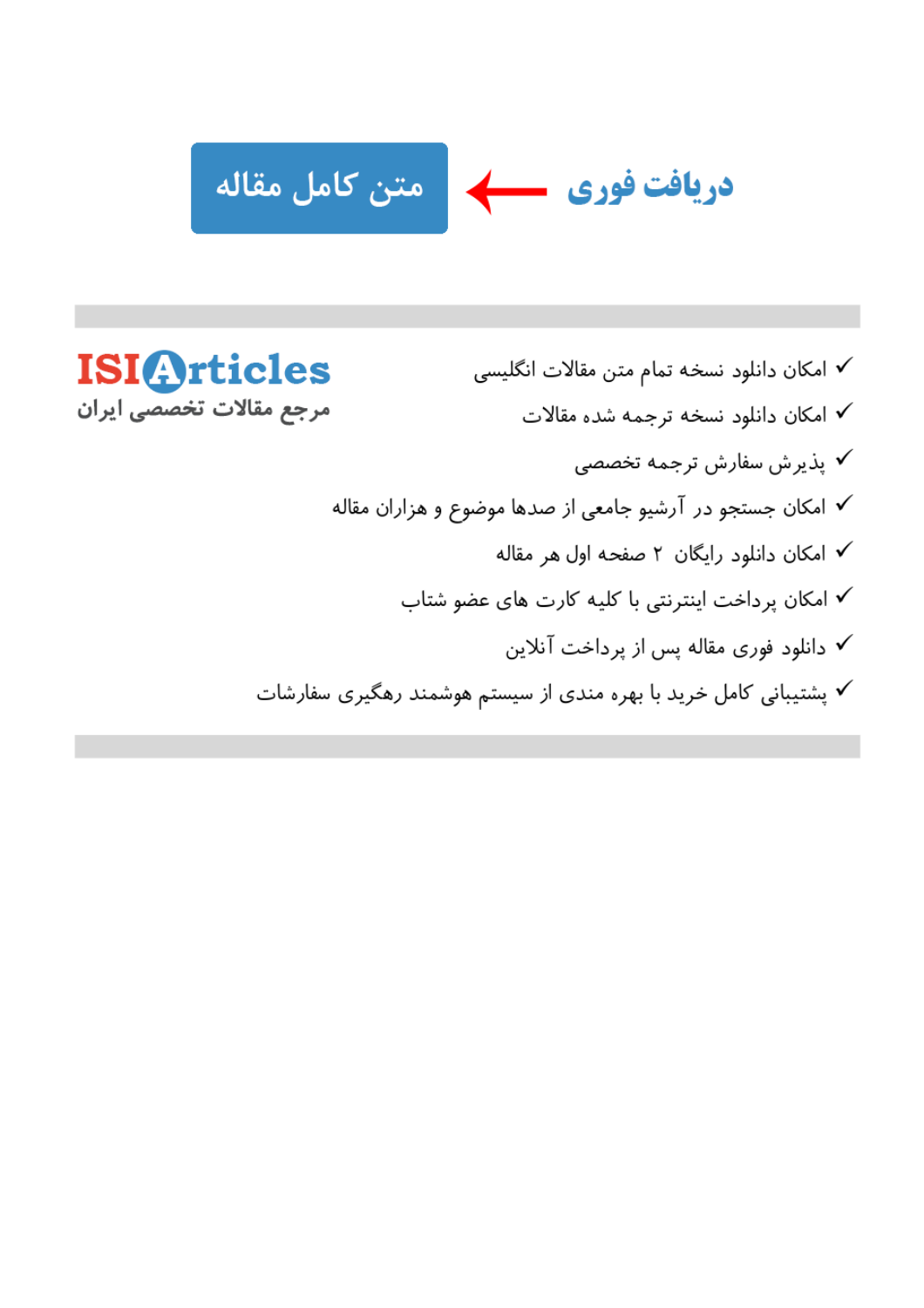دریافت فوری ← متن کامل مقاله

ISIArticles
مرجع مقالات تخصصی ایران

- ✓ امکان دانلود نسخه تمام متن مقالات انگلیسی
- ✓ امکان دانلود نسخه ترجمه شده مقالات
- ✓ پذیرش سفارش ترجمه تخصصی
- ✓ امکان جستجو در آرشیو جامعی از صدها موضوع و هزاران مقاله
- ✓ امکان دانلود رایگان ۲ صفحه اول هر مقاله
- ✓ امکان پرداخت اینترنتی با کلیه کارت های عضو شتاب
- ✓ دانلود فوری مقاله پس از پرداخت آنلاین
- ✓ پشتیبانی کامل خرید با بهره مندی از سیستم هوشمند رهگیری سفارشات